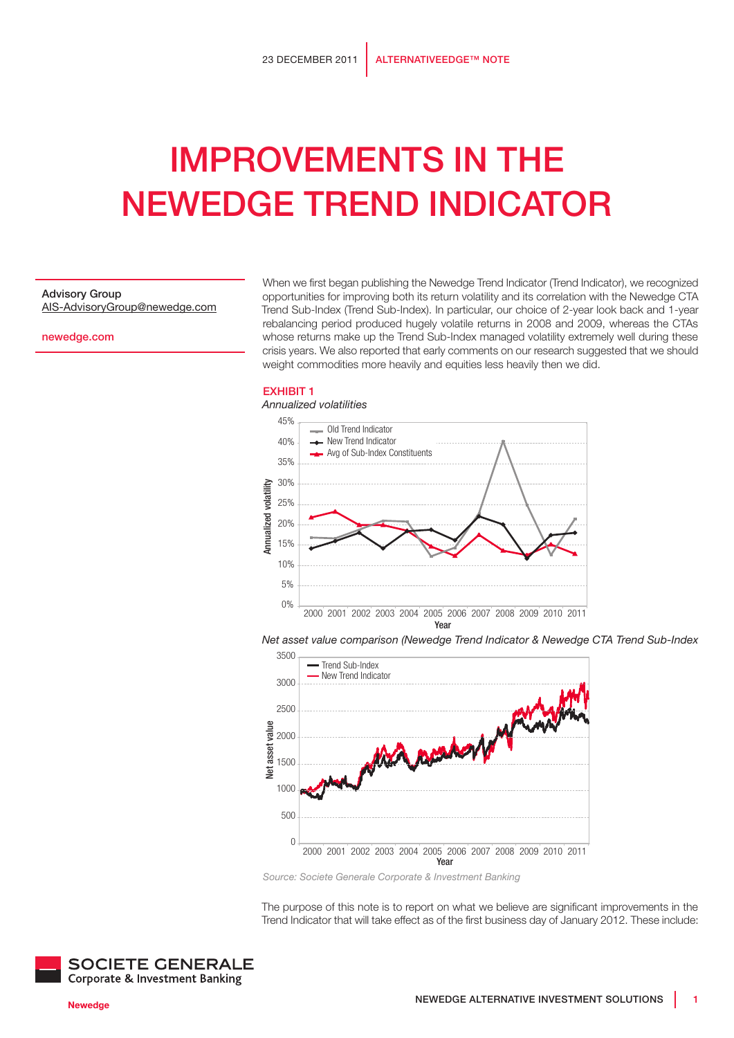23 DECEMBER 2011 | ALTERNATIVEEDGE™ NOTE

# IMPROVEMENTS IN THE NEWEDGE TREND INDICATOR

**Advisory Group**
AIS-AdvisoryGroup@newedge.com

newedge.com

When we first began publishing the Newedge Trend Indicator (Trend Indicator), we recognized opportunities for improving both its return volatility and its correlation with the Newedge CTA Trend Sub-Index (Trend Sub-Index). In particular, our choice of 2-year look back and 1-year rebalancing period produced hugely volatile returns in 2008 and 2009, whereas the CTAs whose returns make up the Trend Sub-Index managed volatility extremely well during these crisis years. We also reported that early comments on our research suggested that we should weight commodities more heavily and equities less heavily then we did.

**EXHIBIT 1**

*Annualized volatilities*

*Net asset value comparison (Newedge Trend Indicator & Newedge CTA Trend Sub-Index*

*Source: Societe Generale Corporate & Investment Banking*

The purpose of this note is to report on what we believe are significant improvements in the Trend Indicator that will take effect as of the first business day of January 2012. These include: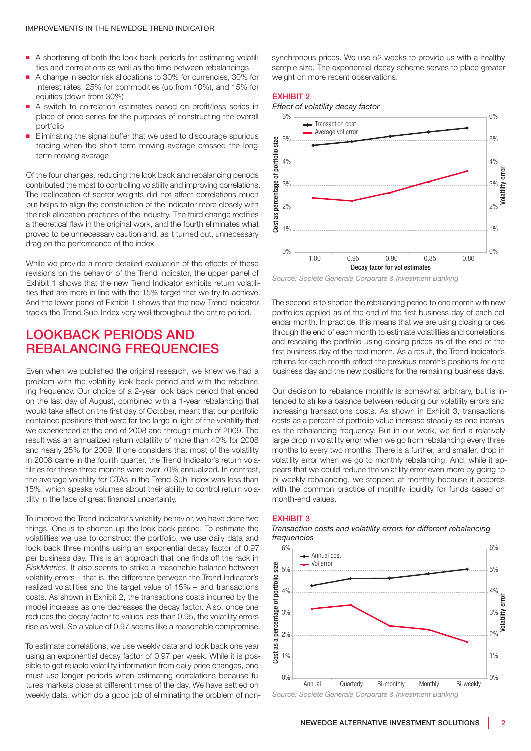- A shortening of both the look back periods for estimating volatilities and correlations as well as the time between rebalancings
- A change in sector risk allocations to 30% for currencies, 30% for interest rates, 25% for commodities (up from 10%), and 15% for equities (down from 30%)
- A switch to correlation estimates based on profit/loss series in place of price series for the purposes of constructing the overall portfolio
- Eliminating the signal buffer that we used to discourage spurious trading when the short-term moving average crossed the long-term moving average

Of the four changes, reducing the look back and rebalancing periods contributed the most to controlling volatility and improving correlations. The reallocation of sector weights did not affect correlations much but helps to align the construction of the indicator more closely with the risk allocation practices of the industry. The third change rectifies a theoretical flaw in the original work, and the fourth eliminates what proved to be unnecessary caution and, as it turned out, unnecessary drag on the performance of the index.

While we provide a more detailed evaluation of the effects of these revisions on the behavior of the Trend Indicator, the upper panel of Exhibit 1 shows that the new Trend Indicator exhibits return volatilities that are more in line with the 15% target that we try to achieve. And the lower panel of Exhibit 1 shows that the new Trend Indicator tracks the Trend Sub-Index very well throughout the entire period.

## LOOKBACK PERIODS AND REBALANCING FREQUENCIES

Even when we published the original research, we knew we had a problem with the volatility look back period and with the rebalancing frequency. Our choice of a 2-year look back period that ended on the last day of August, combined with a 1-year rebalancing that would take effect on the first day of October, meant that our portfolio contained positions that were far too large in light of the volatility that we experienced at the end of 2008 and through much of 2009. The result was an annualized return volatility of more than 40% for 2008 and nearly 25% for 2009. If one considers that most of the volatility in 2008 came in the fourth quarter, the Trend Indicator's return volatilities for these three months were over 70% annualized. In contrast, the average volatility for CTAs in the Trend Sub-Index was less than 15%, which speaks volumes about their ability to control return volatility in the face of great financial uncertainty.

To improve the Trend Indicator's volatility behavior, we have done two things. One is to shorten up the look back period. To estimate the volatilities we use to construct the portfolio, we use daily data and look back three months using an exponential decay factor of 0.97 per business day. This is an approach that one finds off the rack in *RiskMetrics*. It also seems to strike a reasonable balance between volatility errors – that is, the difference between the Trend Indicator's realized volatilities and the target value of 15% – and transactions costs. As shown in Exhibit 2, the transactions costs incurred by the model increase as one decreases the decay factor. Also, once one reduces the decay factor to values less than 0.95, the volatility errors rise as well. So a value of 0.97 seems like a reasonable compromise.

To estimate correlations, we use weekly data and look back one year using an exponential decay factor of 0.97 per week. While it is possible to get reliable volatility information from daily price changes, one must use longer periods when estimating correlations because futures markets close at different times of the day. We have settled on weekly data, which do a good job of eliminating the problem of non-synchronous prices. We use 52 weeks to provide us with a healthy sample size. The exponential decay scheme serves to place greater weight on more recent observations.

**EXHIBIT 2**

*Effect of volatility decay factor*

Source: Societe Generale Corporate & Investment Banking

The second is to shorten the rebalancing period to one month with new portfolios applied as of the end of the first business day of each calendar month. In practice, this means that we are using closing prices through the end of each month to estimate volatilities and correlations and rescaling the portfolio using closing prices as of the end of the first business day of the next month. As a result, the Trend Indicator's returns for each month reflect the previous month's positions for one business day and the new positions for the remaining business days.

Our decision to rebalance monthly is somewhat arbitrary, but is intended to strike a balance between reducing our volatility errors and increasing transactions costs. As shown in Exhibit 3, transactions costs as a percent of portfolio value increase steadily as one increases the rebalancing frequency. But in our work, we find a relatively large drop in volatility error when we go from rebalancing every three months to every two months. There is a further, and smaller, drop in volatility error when we go to monthly rebalancing. And, while it appears that we could reduce the volatility error even more by going to bi-weekly rebalancing, we stopped at monthly because it accords with the common practice of monthly liquidity for funds based on month-end values.

**EXHIBIT 3**

*Transaction costs and volatility errors for different rebalancing frequencies*

Source: Societe Generale Corporate & Investment Banking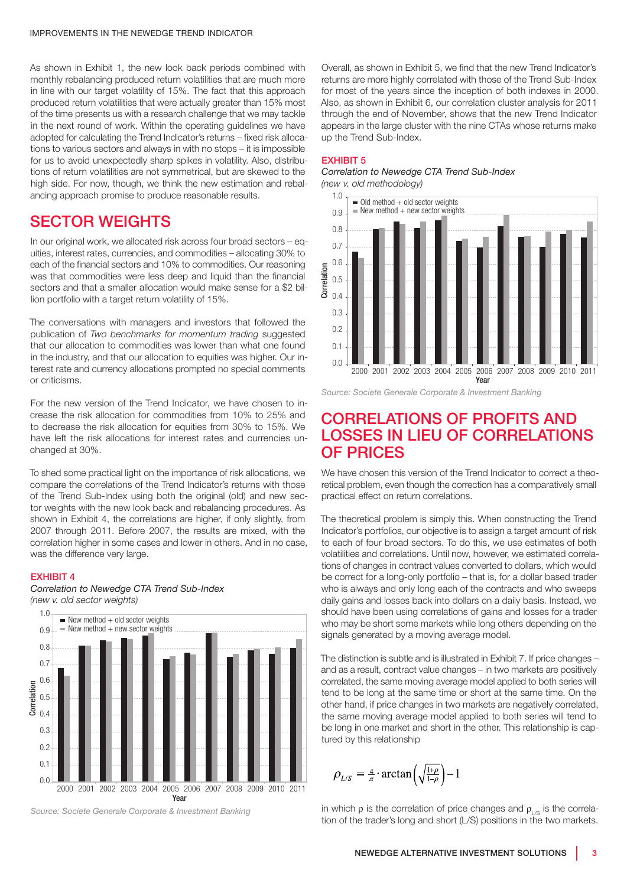As shown in Exhibit 1, the new look back periods combined with monthly rebalancing produced return volatilities that are much more in line with our target volatility of 15%. The fact that this approach produced return volatilities that were actually greater than 15% most of the time presents us with a research challenge that we may tackle in the next round of work. Within the operating guidelines we have adopted for calculating the Trend Indicator's returns – fixed risk allocations to various sectors and always in with no stops – it is impossible for us to avoid unexpectedly sharp spikes in volatility. Also, distributions of return volatilities are not symmetrical, but are skewed to the high side. For now, though, we think the new estimation and rebalancing approach promise to produce reasonable results.

## SECTOR WEIGHTS

In our original work, we allocated risk across four broad sectors – equities, interest rates, currencies, and commodities – allocating 30% to each of the financial sectors and 10% to commodities. Our reasoning was that commodities were less deep and liquid than the financial sectors and that a smaller allocation would make sense for a $2 billion portfolio with a target return volatility of 15%.

The conversations with managers and investors that followed the publication of *Two benchmarks for momentum trading* suggested that our allocation to commodities was lower than what one found in the industry, and that our allocation to equities was higher. Our interest rate and currency allocations prompted no special comments or criticisms.

For the new version of the Trend Indicator, we have chosen to increase the risk allocation for commodities from 10% to 25% and to decrease the risk allocation for equities from 30% to 15%. We have left the risk allocations for interest rates and currencies unchanged at 30%.

To shed some practical light on the importance of risk allocations, we compare the correlations of the Trend Indicator's returns with those of the Trend Sub-Index using both the original (old) and new sector weights with the new look back and rebalancing procedures. As shown in Exhibit 4, the correlations are higher, if only slightly, from 2007 through 2011. Before 2007, the results are mixed, with the correlation higher in some cases and lower in others. And in no case, was the difference very large.

**EXHIBIT 4**

*Correlation to Newedge CTA Trend Sub-Index*
*(new v. old sector weights)*

Source: Societe Generale Corporate & Investment Banking

Overall, as shown in Exhibit 5, we find that the new Trend Indicator's returns are more highly correlated with those of the Trend Sub-Index for most of the years since the inception of both indexes in 2000. Also, as shown in Exhibit 6, our correlation cluster analysis for 2011 through the end of November, shows that the new Trend Indicator appears in the large cluster with the nine CTAs whose returns make up the Trend Sub-Index.

**EXHIBIT 5**

*Correlation to Newedge CTA Trend Sub-Index*
*(new v. old methodology)*

Source: Societe Generale Corporate & Investment Banking

## CORRELATIONS OF PROFITS AND LOSSES IN LIEU OF CORRELATIONS OF PRICES

We have chosen this version of the Trend Indicator to correct a theoretical problem, even though the correction has a comparatively small practical effect on return correlations.

The theoretical problem is simply this. When constructing the Trend Indicator's portfolios, our objective is to assign a target amount of risk to each of four broad sectors. To do this, we use estimates of both volatilities and correlations. Until now, however, we estimated correlations of changes in contract values converted to dollars, which would be correct for a long-only portfolio – that is, for a dollar based trader who is always and only long each of the contracts and who sweeps daily gains and losses back into dollars on a daily basis. Instead, we should have been using correlations of gains and losses for a trader who may be short some markets while long others depending on the signals generated by a moving average model.

The distinction is subtle and is illustrated in Exhibit 7. If price changes – and as a result, contract value changes – in two markets are positively correlated, the same moving average model applied to both series will tend to be long at the same time or short at the same time. On the other hand, if price changes in two markets are negatively correlated, the same moving average model applied to both series will tend to be long in one market and short in the other. This relationship is captured by this relationship

$$\rho_{L/S} \equiv \frac{4}{\pi} \cdot \arctan\left(\sqrt{\frac{1+\rho}{1-\rho}}\right) - 1$$

in which $\rho$ is the correlation of price changes and $\rho_{L/S}$ is the correlation of the trader's long and short (L/S) positions in the two markets.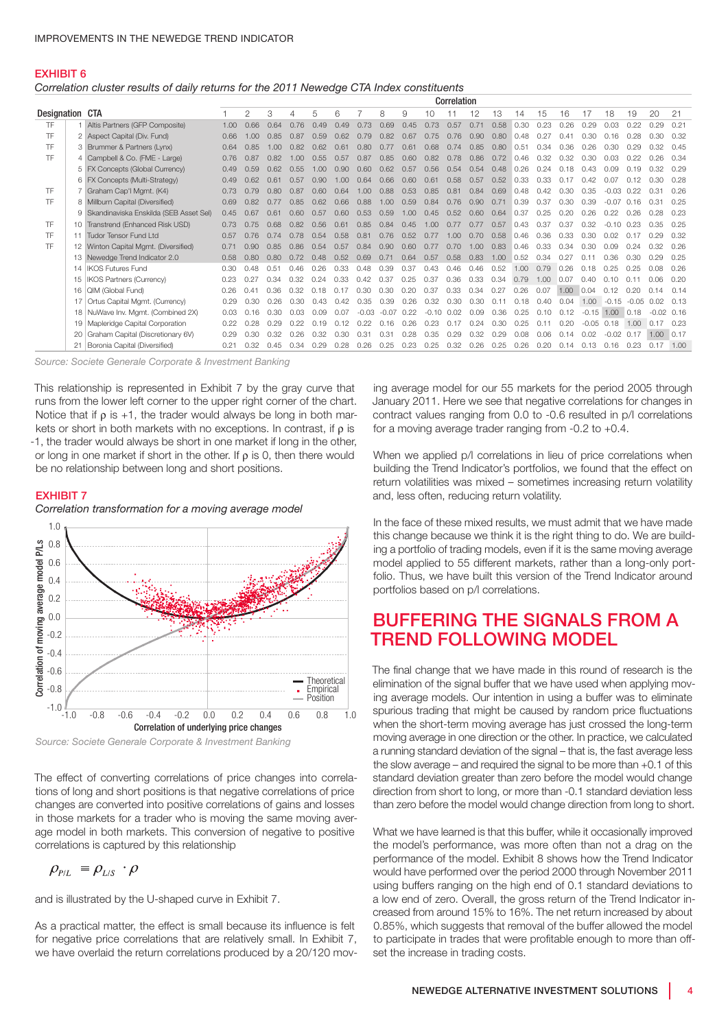**EXHIBIT 6**

*Correlation cluster results of daily returns for the 2011 Newedge CTA Index constituents*

| Designation | | CTA | Correlation | | | | | | | | | | | | | | | | | | | | |
|---|---|---|---|---|---|---|---|---|---|---|---|---|---|---|---|---|---|---|---|---|---|---|---|
| | | | 1 | 2 | 3 | 4 | 5 | 6 | 7 | 8 | 9 | 10 | 11 | 12 | 13 | 14 | 15 | 16 | 17 | 18 | 19 | 20 | 21 |
| TF | 1 | Altis Partners (GFP Composite) | 1.00 | 0.66 | 0.64 | 0.76 | 0.49 | 0.49 | 0.73 | 0.69 | 0.45 | 0.73 | 0.57 | 0.71 | 0.58 | 0.30 | 0.23 | 0.26 | 0.29 | 0.03 | 0.22 | 0.29 | 0.21 |
| TF | 2 | Aspect Capital (Div. Fund) | 0.66 | 1.00 | 0.85 | 0.87 | 0.59 | 0.62 | 0.79 | 0.82 | 0.67 | 0.75 | 0.76 | 0.90 | 0.80 | 0.48 | 0.27 | 0.41 | 0.30 | 0.16 | 0.28 | 0.30 | 0.32 |
| TF | 3 | Brummer & Partners (Lynx) | 0.64 | 0.85 | 1.00 | 0.82 | 0.62 | 0.61 | 0.80 | 0.77 | 0.61 | 0.68 | 0.74 | 0.85 | 0.80 | 0.51 | 0.34 | 0.36 | 0.26 | 0.30 | 0.29 | 0.32 | 0.45 |
| TF | 4 | Campbell & Co. (FME - Large) | 0.76 | 0.87 | 0.82 | 1.00 | 0.55 | 0.57 | 0.87 | 0.85 | 0.60 | 0.82 | 0.78 | 0.86 | 0.72 | 0.46 | 0.32 | 0.32 | 0.30 | 0.03 | 0.22 | 0.26 | 0.34 |
| | 5 | FX Concepts (Global Currency) | 0.49 | 0.59 | 0.62 | 0.55 | 1.00 | 0.90 | 0.60 | 0.62 | 0.57 | 0.56 | 0.54 | 0.54 | 0.48 | 0.26 | 0.24 | 0.18 | 0.43 | 0.09 | 0.19 | 0.32 | 0.29 |
| | 6 | FX Concepts (Multi-Strategy) | 0.49 | 0.62 | 0.61 | 0.57 | 0.90 | 1.00 | 0.64 | 0.66 | 0.60 | 0.61 | 0.58 | 0.57 | 0.52 | 0.33 | 0.33 | 0.17 | 0.42 | 0.07 | 0.12 | 0.30 | 0.28 |
| TF | 7 | Graham Cap'l Mgmt. (K4) | 0.73 | 0.79 | 0.80 | 0.87 | 0.60 | 0.64 | 1.00 | 0.88 | 0.53 | 0.85 | 0.81 | 0.84 | 0.69 | 0.48 | 0.42 | 0.30 | 0.35 | -0.03 | 0.22 | 0.31 | 0.26 |
| TF | 8 | Millburn Capital (Diversified) | 0.69 | 0.82 | 0.77 | 0.85 | 0.62 | 0.66 | 0.88 | 1.00 | 0.59 | 0.84 | 0.76 | 0.90 | 0.71 | 0.39 | 0.37 | 0.30 | 0.39 | -0.07 | 0.16 | 0.31 | 0.25 |
| | 9 | Skandinaviska Enskilda (SEB Asset Sel) | 0.45 | 0.67 | 0.61 | 0.60 | 0.57 | 0.60 | 0.53 | 0.59 | 1.00 | 0.45 | 0.52 | 0.60 | 0.64 | 0.37 | 0.25 | 0.20 | 0.26 | 0.22 | 0.26 | 0.28 | 0.23 |
| TF | 10 | Transtrend (Enhanced Risk USD) | 0.73 | 0.75 | 0.68 | 0.82 | 0.56 | 0.61 | 0.85 | 0.84 | 0.45 | 1.00 | 0.77 | 0.77 | 0.57 | 0.43 | 0.37 | 0.37 | 0.32 | -0.10 | 0.23 | 0.35 | 0.25 |
| TF | 11 | Tudor Tensor Fund Ltd | 0.57 | 0.76 | 0.74 | 0.78 | 0.54 | 0.58 | 0.81 | 0.76 | 0.52 | 0.77 | 1.00 | 0.70 | 0.58 | 0.46 | 0.36 | 0.33 | 0.30 | 0.02 | 0.17 | 0.29 | 0.32 |
| TF | 12 | Winton Capital Mgmt. (Diversified) | 0.71 | 0.90 | 0.85 | 0.86 | 0.54 | 0.57 | 0.84 | 0.90 | 0.60 | 0.77 | 0.70 | 1.00 | 0.83 | 0.46 | 0.33 | 0.34 | 0.30 | 0.09 | 0.24 | 0.32 | 0.26 |
| | 13 | Newedge Trend Indicator 2.0 | 0.58 | 0.80 | 0.80 | 0.72 | 0.48 | 0.52 | 0.69 | 0.71 | 0.64 | 0.57 | 0.58 | 0.83 | 1.00 | 0.52 | 0.34 | 0.27 | 0.11 | 0.36 | 0.30 | 0.29 | 0.25 |
| | 14 | IKOS Futures Fund | 0.30 | 0.48 | 0.51 | 0.46 | 0.26 | 0.33 | 0.48 | 0.39 | 0.37 | 0.43 | 0.46 | 0.46 | 0.52 | 1.00 | 0.79 | 0.26 | 0.18 | 0.25 | 0.25 | 0.08 | 0.26 |
| | 15 | IKOS Partners (Currency) | 0.23 | 0.27 | 0.34 | 0.32 | 0.24 | 0.33 | 0.42 | 0.37 | 0.25 | 0.37 | 0.36 | 0.33 | 0.34 | 0.79 | 1.00 | 0.07 | 0.40 | 0.10 | 0.11 | 0.06 | 0.20 |
| | 16 | QIM (Global Fund) | 0.26 | 0.41 | 0.36 | 0.32 | 0.18 | 0.17 | 0.30 | 0.30 | 0.20 | 0.37 | 0.33 | 0.34 | 0.27 | 0.26 | 0.07 | 1.00 | 0.04 | 0.12 | 0.20 | 0.14 | 0.14 |
| | 17 | Ortus Capital Mgmt. (Currency) | 0.29 | 0.30 | 0.26 | 0.30 | 0.43 | 0.42 | 0.35 | 0.39 | 0.26 | 0.32 | 0.30 | 0.30 | 0.11 | 0.18 | 0.40 | 0.04 | 1.00 | -0.15 | -0.05 | 0.02 | 0.13 |
| | 18 | NuWave Inv. Mgmt. (Combined 2X) | 0.03 | 0.16 | 0.30 | 0.03 | 0.09 | 0.07 | -0.03 | -0.07 | 0.22 | -0.10 | 0.02 | 0.09 | 0.36 | 0.25 | 0.10 | 0.12 | -0.15 | 1.00 | 0.18 | -0.02 | 0.16 |
| | 19 | Mapleridge Capital Corporation | 0.22 | 0.28 | 0.29 | 0.22 | 0.19 | 0.12 | 0.22 | 0.16 | 0.26 | 0.23 | 0.17 | 0.24 | 0.30 | 0.25 | 0.11 | 0.20 | -0.05 | 0.18 | 1.00 | 0.17 | 0.23 |
| | 20 | Graham Capital (Discretionary 6V) | 0.29 | 0.30 | 0.32 | 0.26 | 0.32 | 0.30 | 0.31 | 0.31 | 0.28 | 0.35 | 0.29 | 0.32 | 0.29 | 0.08 | 0.06 | 0.14 | 0.02 | -0.02 | 0.17 | 1.00 | 0.17 |
| | 21 | Boronia Capital (Diversified) | 0.21 | 0.32 | 0.45 | 0.34 | 0.29 | 0.28 | 0.26 | 0.25 | 0.23 | 0.25 | 0.32 | 0.26 | 0.25 | 0.26 | 0.20 | 0.14 | 0.13 | 0.16 | 0.23 | 0.17 | 1.00 |

*Source: Societe Generale Corporate & Investment Banking*

This relationship is represented in Exhibit 7 by the gray curve that runs from the lower left corner to the upper right corner of the chart. Notice that if ρ is +1, the trader would always be long in both markets or short in both markets with no exceptions. In contrast, if ρ is -1, the trader would always be short in one market if long in the other, or long in one market if short in the other. If ρ is 0, then there would be no relationship between long and short positions.

**EXHIBIT 7**

*Correlation transformation for a moving average model*

*Source: Societe Generale Corporate & Investment Banking*

The effect of converting correlations of price changes into correlations of long and short positions is that negative correlations of price changes are converted into positive correlations of gains and losses in those markets for a trader who is moving the same moving average model in both markets. This conversion of negative to positive correlations is captured by this relationship

$$\rho_{P/L} = \rho_{L/S} \cdot \rho$$

and is illustrated by the U-shaped curve in Exhibit 7.

As a practical matter, the effect is small because its influence is felt for negative price correlations that are relatively small. In Exhibit 7, we have overlaid the return correlations produced by a 20/120 moving average model for our 55 markets for the period 2005 through January 2011. Here we see that negative correlations for changes in contract values ranging from 0.0 to -0.6 resulted in p/l correlations for a moving average trader ranging from -0.2 to +0.4.

When we applied p/l correlations in lieu of price correlations when building the Trend Indicator's portfolios, we found that the effect on return volatilities was mixed – sometimes increasing return volatility and, less often, reducing return volatility.

In the face of these mixed results, we must admit that we have made this change because we think it is the right thing to do. We are building a portfolio of trading models, even if it is the same moving average model applied to 55 different markets, rather than a long-only portfolio. Thus, we have built this version of the Trend Indicator around portfolios based on p/l correlations.

## BUFFERING THE SIGNALS FROM A TREND FOLLOWING MODEL

The final change that we have made in this round of research is the elimination of the signal buffer that we have used when applying moving average models. Our intention in using a buffer was to eliminate spurious trading that might be caused by random price fluctuations when the short-term moving average has just crossed the long-term moving average in one direction or the other. In practice, we calculated a running standard deviation of the signal – that is, the fast average less the slow average – and required the signal to be more than +0.1 of this standard deviation greater than zero before the model would change direction from short to long, or more than -0.1 standard deviation less than zero before the model would change direction from long to short.

What we have learned is that this buffer, while it occasionally improved the model's performance, was more often than not a drag on the performance of the model. Exhibit 8 shows how the Trend Indicator would have performed over the period 2000 through November 2011 using buffers ranging on the high end of 0.1 standard deviations to a low end of zero. Overall, the gross return of the Trend Indicator increased from around 15% to 16%. The net return increased by about 0.85%, which suggests that removal of the buffer allowed the model to participate in trades that were profitable enough to more than offset the increase in trading costs.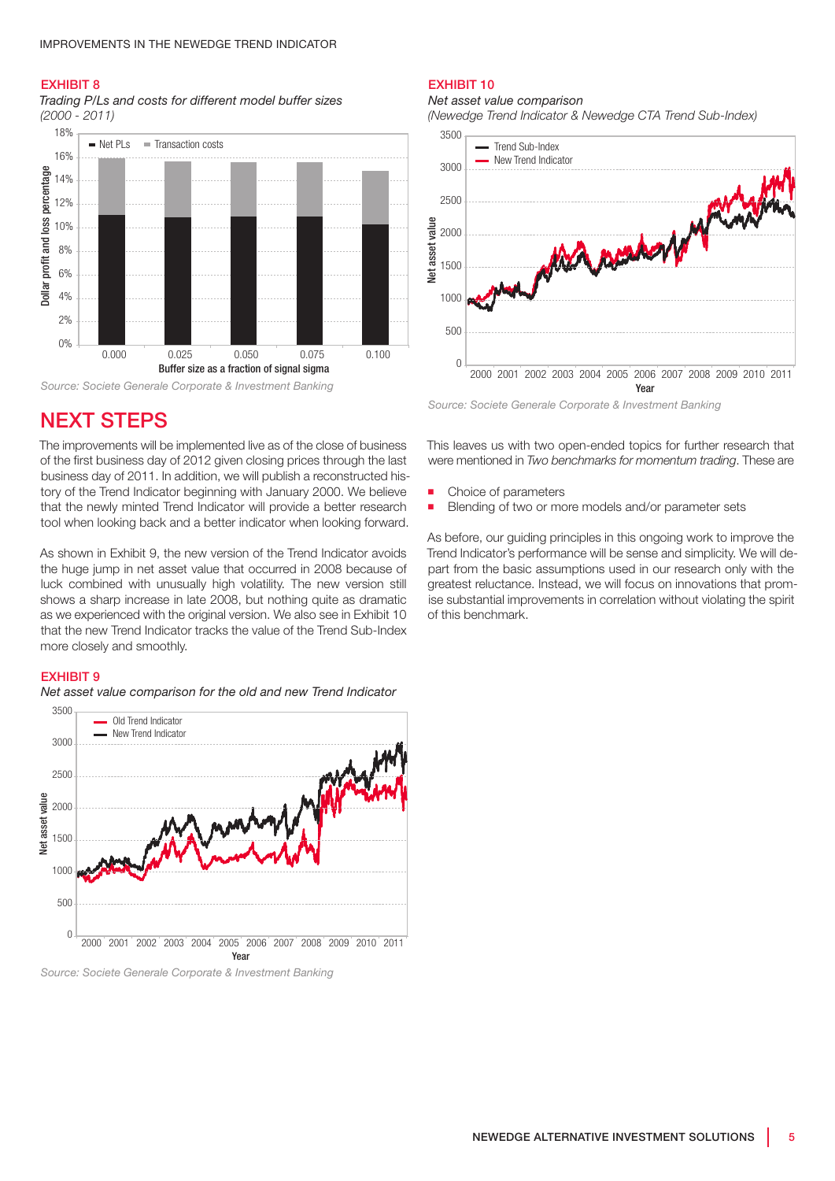#### EXHIBIT 8

*Trading P/Ls and costs for different model buffer sizes (2000 - 2011)*

*Source: Societe Generale Corporate & Investment Banking*

## NEXT STEPS

The improvements will be implemented live as of the close of business of the first business day of 2012 given closing prices through the last business day of 2011. In addition, we will publish a reconstructed history of the Trend Indicator beginning with January 2000. We believe that the newly minted Trend Indicator will provide a better research tool when looking back and a better indicator when looking forward.

As shown in Exhibit 9, the new version of the Trend Indicator avoids the huge jump in net asset value that occurred in 2008 because of luck combined with unusually high volatility. The new version still shows a sharp increase in late 2008, but nothing quite as dramatic as we experienced with the original version. We also see in Exhibit 10 that the new Trend Indicator tracks the value of the Trend Sub-Index more closely and smoothly.

#### EXHIBIT 9

*Net asset value comparison for the old and new Trend Indicator*

*Source: Societe Generale Corporate & Investment Banking*

#### EXHIBIT 10

*Net asset value comparison*
*(Newedge Trend Indicator & Newedge CTA Trend Sub-Index)*

*Source: Societe Generale Corporate & Investment Banking*

This leaves us with two open-ended topics for further research that were mentioned in *Two benchmarks for momentum trading*. These are

- Choice of parameters
- Blending of two or more models and/or parameter sets

As before, our guiding principles in this ongoing work to improve the Trend Indicator's performance will be sense and simplicity. We will depart from the basic assumptions used in our research only with the greatest reluctance. Instead, we will focus on innovations that promise substantial improvements in correlation without violating the spirit of this benchmark.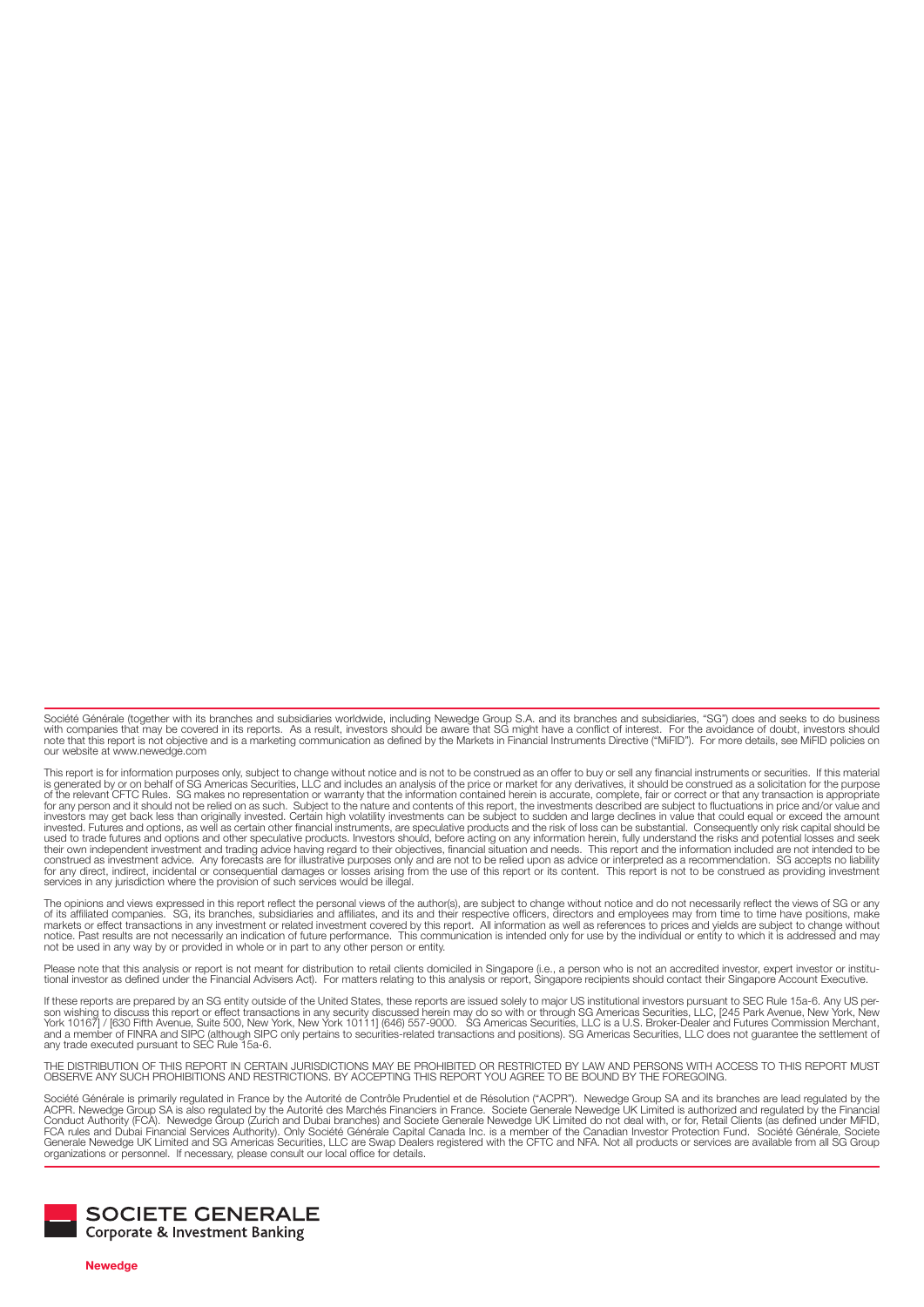Société Générale (together with its branches and subsidiaries worldwide, including Newedge Group S.A. and its branches and subsidiaries, "SG") does and seeks to do business with companies that may be covered in its reports. As a result, investors should be aware that SG might have a conflict of interest. For the avoidance of doubt, investors should note that this report is not objective and is a marketing communication as defined by the Markets in Financial Instruments Directive ("MiFID"). For more details, see MiFID policies on our website at www.newedge.com

This report is for information purposes only, subject to change without notice and is not to be construed as an offer to buy or sell any financial instruments or securities. If this material is generated by or on behalf of SG Americas Securities, LLC and includes an analysis of the price or market for any derivatives, it should be construed as a solicitation for the purpose of the relevant CFTC Rules. SG makes no representation or warranty that the information contained herein is accurate, complete, fair or correct or that any transaction is appropriate for any person and it should not be relied on as such. Subject to the nature and contents of this report, the investments described are subject to fluctuations in price and/or value and investors may get back less than originally invested. Certain high volatility investments can be subject to sudden and large declines in value that could equal or exceed the amount invested. Futures and options, as well as certain other financial instruments, are speculative products and the risk of loss can be substantial. Consequently only risk capital should be used to trade futures and options and other speculative products. Investors should, before acting on any information herein, fully understand the risks and potential losses and seek their own independent investment and trading advice having regard to their objectives, financial situation and needs. This report and the information included are not intended to be construed as investment advice. Any forecasts are for illustrative purposes only and are not to be relied upon as advice or interpreted as a recommendation. SG accepts no liability for any direct, indirect, incidental or consequential damages or losses arising from the use of this report or its content. This report is not to be construed as providing investment services in any jurisdiction where the provision of such services would be illegal.

The opinions and views expressed in this report reflect the personal views of the author(s), are subject to change without notice and do not necessarily reflect the views of SG or any of its affiliated companies. SG, its branches, subsidiaries and affiliates, and its and their respective officers, directors and employees may from time to time have positions, make markets or effect transactions in any investment or related investment covered by this report. All information as well as references to prices and yields are subject to change without notice. Past results are not necessarily an indication of future performance. This communication is intended only for use by the individual or entity to which it is addressed and may not be used in any way by or provided in whole or in part to any other person or entity.

Please note that this analysis or report is not meant for distribution to retail clients domiciled in Singapore (i.e., a person who is not an accredited investor, expert investor or institutional investor as defined under the Financial Advisers Act). For matters relating to this analysis or report, Singapore recipients should contact their Singapore Account Executive.

If these reports are prepared by an SG entity outside of the United States, these reports are issued solely to major US institutional investors pursuant to SEC Rule 15a-6. Any US person wishing to discuss this report or effect transactions in any security discussed herein may do so with or through SG Americas Securities, LLC, [245 Park Avenue, New York, New York 10167] / [630 Fifth Avenue, Suite 500, New York, New York 10111] (646) 557-9000. SG Americas Securities, LLC is a U.S. Broker-Dealer and Futures Commission Merchant, and a member of FINRA and SIPC (although SIPC only pertains to securities-related transactions and positions). SG Americas Securities, LLC does not guarantee the settlement of any trade executed pursuant to SEC Rule 15a-6.

THE DISTRIBUTION OF THIS REPORT IN CERTAIN JURISDICTIONS MAY BE PROHIBITED OR RESTRICTED BY LAW AND PERSONS WITH ACCESS TO THIS REPORT MUST OBSERVE ANY SUCH PROHIBITIONS AND RESTRICTIONS. BY ACCEPTING THIS REPORT YOU AGREE TO BE BOUND BY THE FOREGOING.

Société Générale is primarily regulated in France by the Autorité de Contrôle Prudentiel et de Résolution ("ACPR"). Newedge Group SA and its branches are lead regulated by the ACPR. Newedge Group SA is also regulated by the Autorité des Marchés Financiers in France. Societe Generale Newedge UK Limited is authorized and regulated by the Financial Conduct Authority (FCA). Newedge Group (Zurich and Dubai branches) and Societe Generale Newedge UK Limited do not deal with, or for, Retail Clients (as defined under MiFID, FCA rules and Dubai Financial Services Authority). Only Société Générale Capital Canada Inc. is a member of the Canadian Investor Protection Fund. Société Générale, Societe Generale Newedge UK Limited and SG Americas Securities, LLC are Swap Dealers registered with the CFTC and NFA. Not all products or services are available from all SG Group organizations or personnel. If necessary, please consult our local office for details.

SOCIETE GENERALE
Corporate & Investment Banking

Newedge